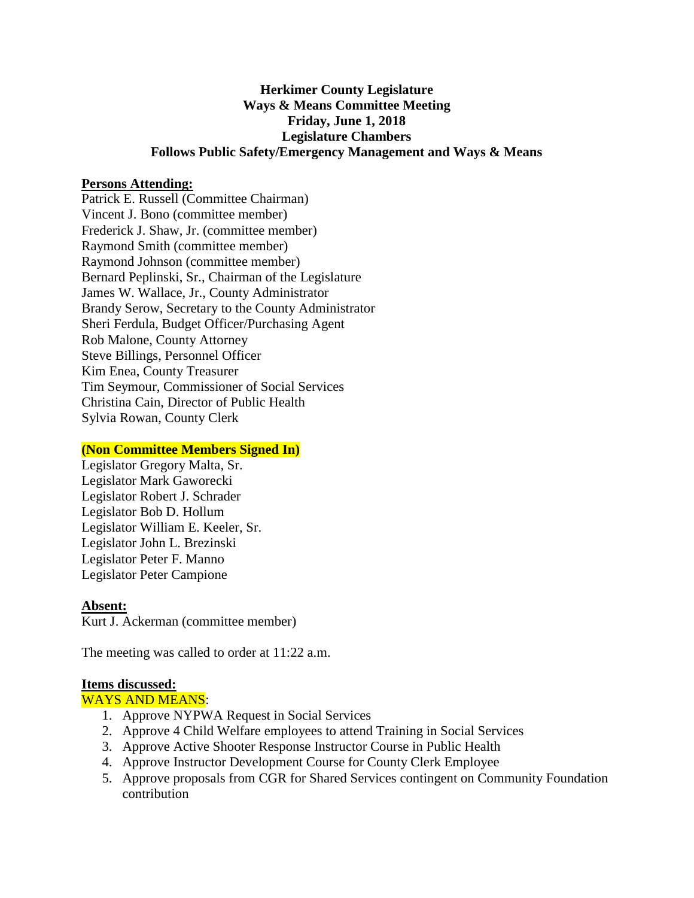**Herkimer County Legislature**
**Ways & Means Committee Meeting**
**Friday, June 1, 2018**
**Legislature Chambers**
**Follows Public Safety/Emergency Management and Ways & Means**

**Persons Attending:**

Patrick E. Russell (Committee Chairman)
Vincent J. Bono (committee member)
Frederick J. Shaw, Jr. (committee member)
Raymond Smith (committee member)
Raymond Johnson (committee member)
Bernard Peplinski, Sr., Chairman of the Legislature
James W. Wallace, Jr., County Administrator
Brandy Serow, Secretary to the County Administrator
Sheri Ferdula, Budget Officer/Purchasing Agent
Rob Malone, County Attorney
Steve Billings, Personnel Officer
Kim Enea, County Treasurer
Tim Seymour, Commissioner of Social Services
Christina Cain, Director of Public Health
Sylvia Rowan, County Clerk

**(Non Committee Members Signed In)**

Legislator Gregory Malta, Sr.
Legislator Mark Gaworecki
Legislator Robert J. Schrader
Legislator Bob D. Hollum
Legislator William E. Keeler, Sr.
Legislator John L. Brezinski
Legislator Peter F. Manno
Legislator Peter Campione

**Absent:**

Kurt J. Ackerman (committee member)

The meeting was called to order at 11:22 a.m.

**Items discussed:**

WAYS AND MEANS:

1. Approve NYPWA Request in Social Services
2. Approve 4 Child Welfare employees to attend Training in Social Services
3. Approve Active Shooter Response Instructor Course in Public Health
4. Approve Instructor Development Course for County Clerk Employee
5. Approve proposals from CGR for Shared Services contingent on Community Foundation contribution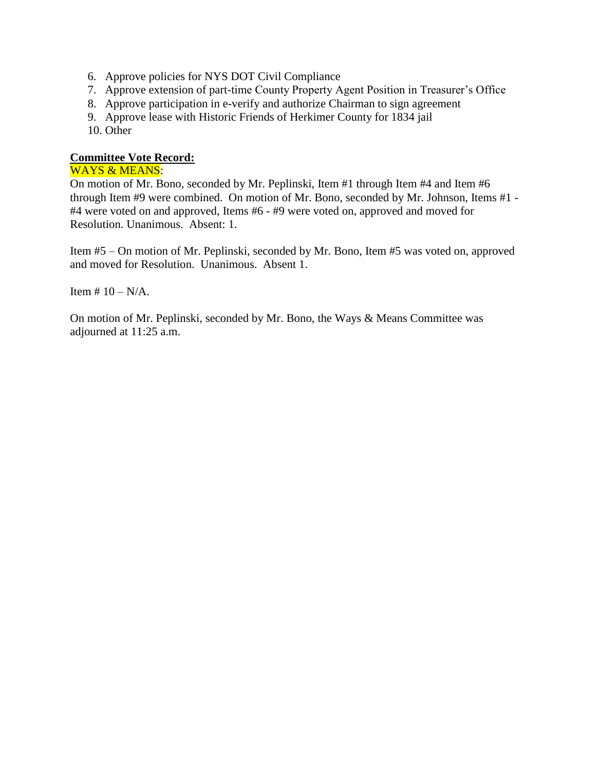6. Approve policies for NYS DOT Civil Compliance
7. Approve extension of part-time County Property Agent Position in Treasurer's Office
8. Approve participation in e-verify and authorize Chairman to sign agreement
9. Approve lease with Historic Friends of Herkimer County for 1834 jail
10. Other

**Committee Vote Record:**

WAYS & MEANS:

On motion of Mr. Bono, seconded by Mr. Peplinski, Item #1 through Item #4 and Item #6 through Item #9 were combined. On motion of Mr. Bono, seconded by Mr. Johnson, Items #1 - #4 were voted on and approved, Items #6 - #9 were voted on, approved and moved for Resolution. Unanimous. Absent: 1.

Item #5 – On motion of Mr. Peplinski, seconded by Mr. Bono, Item #5 was voted on, approved and moved for Resolution. Unanimous. Absent 1.

Item # 10 – N/A.

On motion of Mr. Peplinski, seconded by Mr. Bono, the Ways & Means Committee was adjourned at 11:25 a.m.